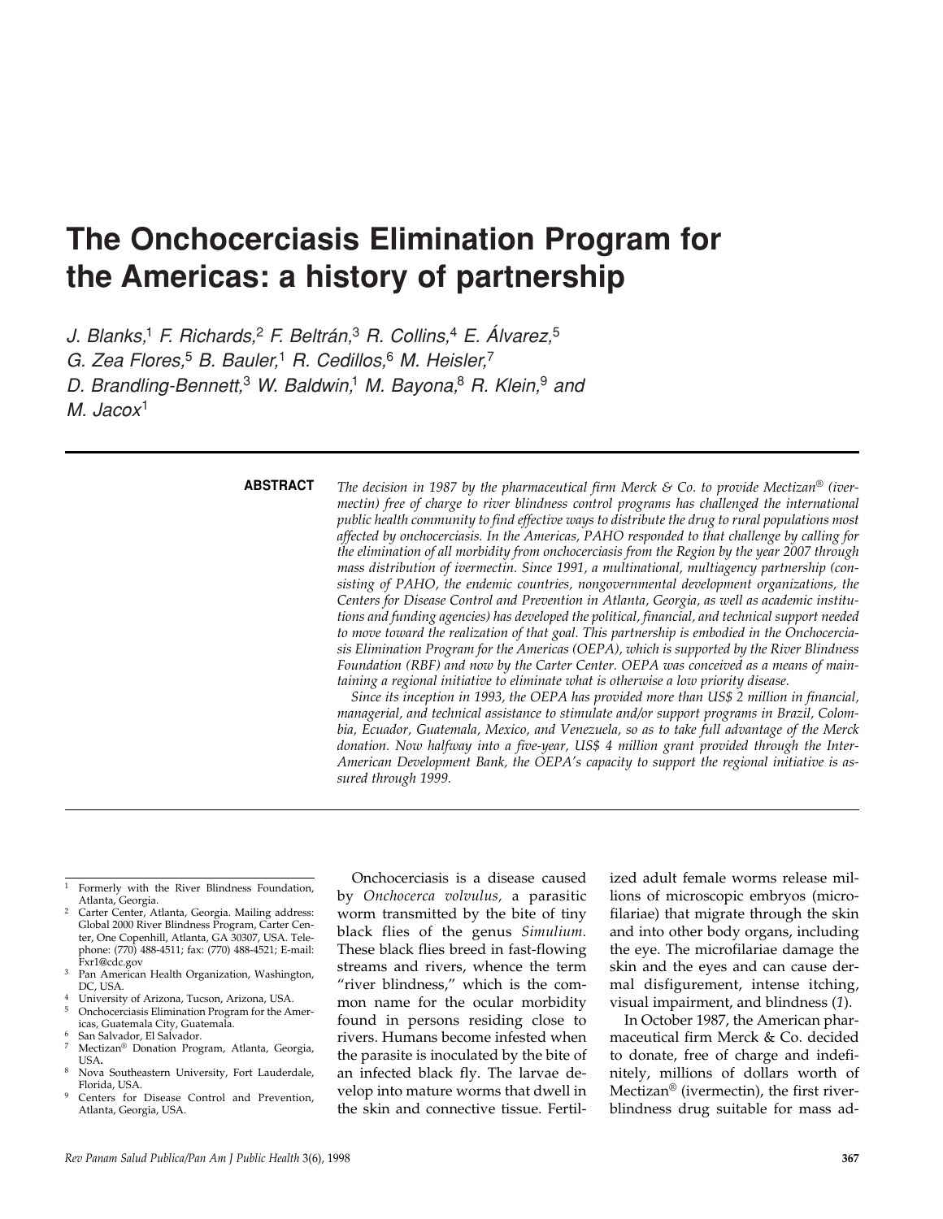# The Onchocerciasis Elimination Program for the Americas: a history of partnership

*J. Blanks,[1] F. Richards,[2] F. Beltrán,[3] R. Collins,[4] E. Álvarez,[5] G. Zea Flores,[5] B. Bauler,[1] R. Cedillos,[6] M. Heisler,[7] D. Brandling-Bennett,[3] W. Baldwin,[1] M. Bayona,[8] R. Klein,[9] and M. Jacox[1]*

---

**ABSTRACT**

*The decision in 1987 by the pharmaceutical firm Merck & Co. to provide Mectizan® (ivermectin) free of charge to river blindness control programs has challenged the international public health community to find effective ways to distribute the drug to rural populations most affected by onchocerciasis. In the Americas, PAHO responded to that challenge by calling for the elimination of all morbidity from onchocerciasis from the Region by the year 2007 through mass distribution of ivermectin. Since 1991, a multinational, multiagency partnership (consisting of PAHO, the endemic countries, nongovernmental development organizations, the Centers for Disease Control and Prevention in Atlanta, Georgia, as well as academic institutions and funding agencies) has developed the political, financial, and technical support needed to move toward the realization of that goal. This partnership is embodied in the Onchocerciasis Elimination Program for the Americas (OEPA), which is supported by the River Blindness Foundation (RBF) and now by the Carter Center. OEPA was conceived as a means of maintaining a regional initiative to eliminate what is otherwise a low priority disease.*

*Since its inception in 1993, the OEPA has provided more than US$ 2 million in financial, managerial, and technical assistance to stimulate and/or support programs in Brazil, Colombia, Ecuador, Guatemala, Mexico, and Venezuela, so as to take full advantage of the Merck donation. Now halfway into a five-year, US$ 4 million grant provided through the Inter-American Development Bank, the OEPA's capacity to support the regional initiative is assured through 1999.*

---

Onchocerciasis is a disease caused by *Onchocerca volvulus*, a parasitic worm transmitted by the bite of tiny black flies of the genus *Simulium.* These black flies breed in fast-flowing streams and rivers, whence the term "river blindness," which is the common name for the ocular morbidity found in persons residing close to rivers. Humans become infested when the parasite is inoculated by the bite of an infected black fly. The larvae develop into mature worms that dwell in the skin and connective tissue. Fertilized adult female worms release millions of microscopic embryos (microfilariae) that migrate through the skin and into other body organs, including the eye. The microfilariae damage the skin and the eyes and can cause dermal disfigurement, intense itching, visual impairment, and blindness (*1*).

In October 1987, the American pharmaceutical firm Merck & Co. decided to donate, free of charge and indefinitely, millions of dollars worth of Mectizan® (ivermectin), the first river-blindness drug suitable for mass ad-

---

[1] Formerly with the River Blindness Foundation, Atlanta, Georgia.

[2] Carter Center, Atlanta, Georgia. Mailing address: Global 2000 River Blindness Program, Carter Center, One Copenhill, Atlanta, GA 30307, USA. Telephone: (770) 488-4511; fax: (770) 488-4521; E-mail: Fxr1@cdc.gov

[3] Pan American Health Organization, Washington, DC, USA.

[4] University of Arizona, Tucson, Arizona, USA.

[5] Onchocerciasis Elimination Program for the Americas, Guatemala City, Guatemala.

[6] San Salvador, El Salvador.

[7] Mectizan® Donation Program, Atlanta, Georgia, USA.

[8] Nova Southeastern University, Fort Lauderdale, Florida, USA.

[9] Centers for Disease Control and Prevention, Atlanta, Georgia, USA.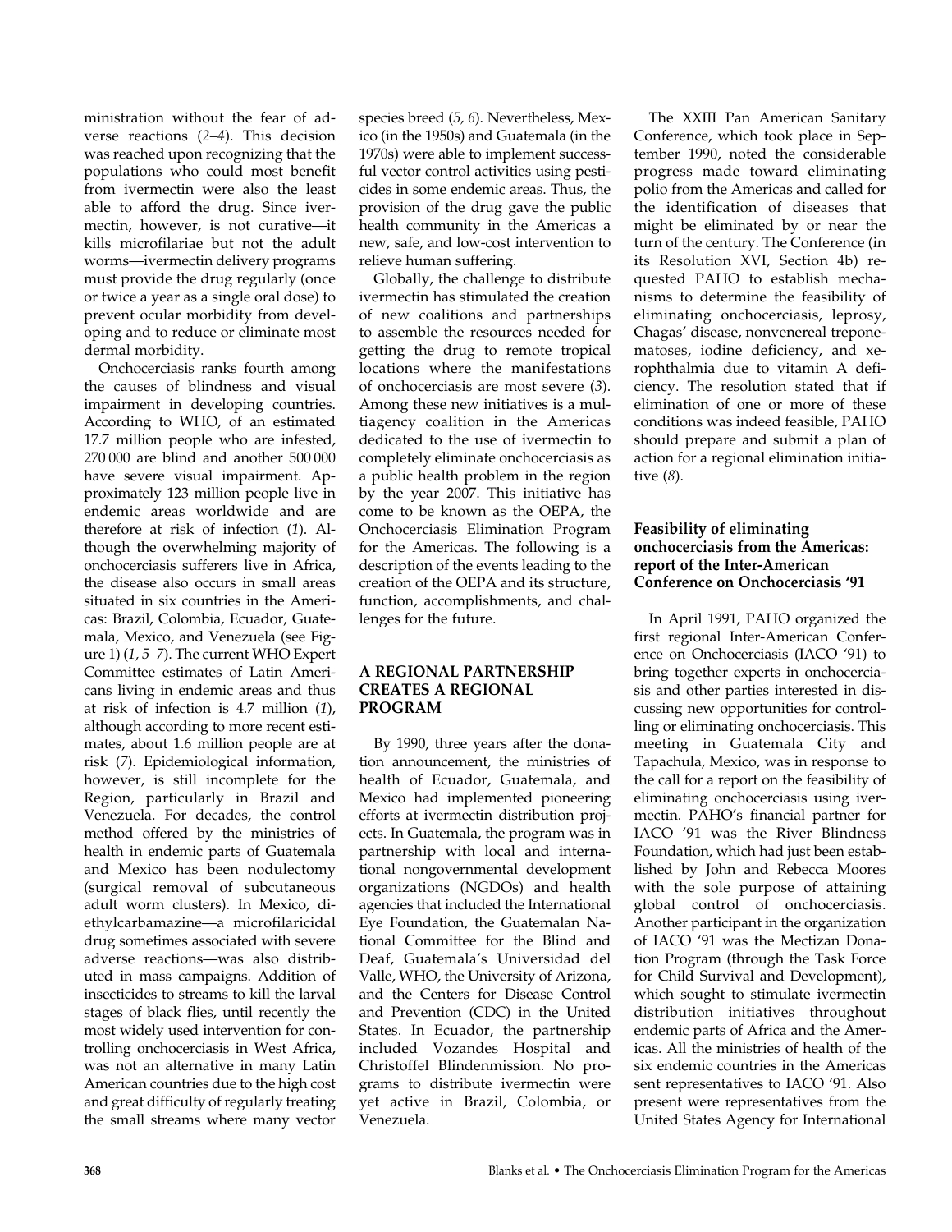ministration without the fear of adverse reactions (*2–4*). This decision was reached upon recognizing that the populations who could most benefit from ivermectin were also the least able to afford the drug. Since ivermectin, however, is not curative—it kills microfilariae but not the adult worms—ivermectin delivery programs must provide the drug regularly (once or twice a year as a single oral dose) to prevent ocular morbidity from developing and to reduce or eliminate most dermal morbidity.

Onchocerciasis ranks fourth among the causes of blindness and visual impairment in developing countries. According to WHO, of an estimated 17.7 million people who are infested, 270 000 are blind and another 500 000 have severe visual impairment. Approximately 123 million people live in endemic areas worldwide and are therefore at risk of infection (*1*). Although the overwhelming majority of onchocerciasis sufferers live in Africa, the disease also occurs in small areas situated in six countries in the Americas: Brazil, Colombia, Ecuador, Guatemala, Mexico, and Venezuela (see Figure 1) (*1, 5–7*). The current WHO Expert Committee estimates of Latin Americans living in endemic areas and thus at risk of infection is 4.7 million (*1*), although according to more recent estimates, about 1.6 million people are at risk (*7*). Epidemiological information, however, is still incomplete for the Region, particularly in Brazil and Venezuela. For decades, the control method offered by the ministries of health in endemic parts of Guatemala and Mexico has been nodulectomy (surgical removal of subcutaneous adult worm clusters). In Mexico, diethylcarbamazine—a microfilaricidal drug sometimes associated with severe adverse reactions—was also distributed in mass campaigns. Addition of insecticides to streams to kill the larval stages of black flies, until recently the most widely used intervention for controlling onchocerciasis in West Africa, was not an alternative in many Latin American countries due to the high cost and great difficulty of regularly treating the small streams where many vector species breed (*5, 6*). Nevertheless, Mexico (in the 1950s) and Guatemala (in the 1970s) were able to implement successful vector control activities using pesticides in some endemic areas. Thus, the provision of the drug gave the public health community in the Americas a new, safe, and low-cost intervention to relieve human suffering.

Globally, the challenge to distribute ivermectin has stimulated the creation of new coalitions and partnerships to assemble the resources needed for getting the drug to remote tropical locations where the manifestations of onchocerciasis are most severe (*3*). Among these new initiatives is a multiagency coalition in the Americas dedicated to the use of ivermectin to completely eliminate onchocerciasis as a public health problem in the region by the year 2007. This initiative has come to be known as the OEPA, the Onchocerciasis Elimination Program for the Americas. The following is a description of the events leading to the creation of the OEPA and its structure, function, accomplishments, and challenges for the future.

## A REGIONAL PARTNERSHIP CREATES A REGIONAL PROGRAM

By 1990, three years after the donation announcement, the ministries of health of Ecuador, Guatemala, and Mexico had implemented pioneering efforts at ivermectin distribution projects. In Guatemala, the program was in partnership with local and international nongovernmental development organizations (NGDOs) and health agencies that included the International Eye Foundation, the Guatemalan National Committee for the Blind and Deaf, Guatemala's Universidad del Valle, WHO, the University of Arizona, and the Centers for Disease Control and Prevention (CDC) in the United States. In Ecuador, the partnership included Vozandes Hospital and Christoffel Blindenmission. No programs to distribute ivermectin were yet active in Brazil, Colombia, or Venezuela.

The XXIII Pan American Sanitary Conference, which took place in September 1990, noted the considerable progress made toward eliminating polio from the Americas and called for the identification of diseases that might be eliminated by or near the turn of the century. The Conference (in its Resolution XVI, Section 4b) requested PAHO to establish mechanisms to determine the feasibility of eliminating onchocerciasis, leprosy, Chagas' disease, nonvenereal treponematoses, iodine deficiency, and xerophthalmia due to vitamin A deficiency. The resolution stated that if elimination of one or more of these conditions was indeed feasible, PAHO should prepare and submit a plan of action for a regional elimination initiative (*8*).

### Feasibility of eliminating onchocerciasis from the Americas: report of the Inter-American Conference on Onchocerciasis '91

In April 1991, PAHO organized the first regional Inter-American Conference on Onchocerciasis (IACO '91) to bring together experts in onchocerciasis and other parties interested in discussing new opportunities for controlling or eliminating onchocerciasis. This meeting in Guatemala City and Tapachula, Mexico, was in response to the call for a report on the feasibility of eliminating onchocerciasis using ivermectin. PAHO's financial partner for IACO '91 was the River Blindness Foundation, which had just been established by John and Rebecca Moores with the sole purpose of attaining global control of onchocerciasis. Another participant in the organization of IACO '91 was the Mectizan Donation Program (through the Task Force for Child Survival and Development), which sought to stimulate ivermectin distribution initiatives throughout endemic parts of Africa and the Americas. All the ministries of health of the six endemic countries in the Americas sent representatives to IACO '91. Also present were representatives from the United States Agency for International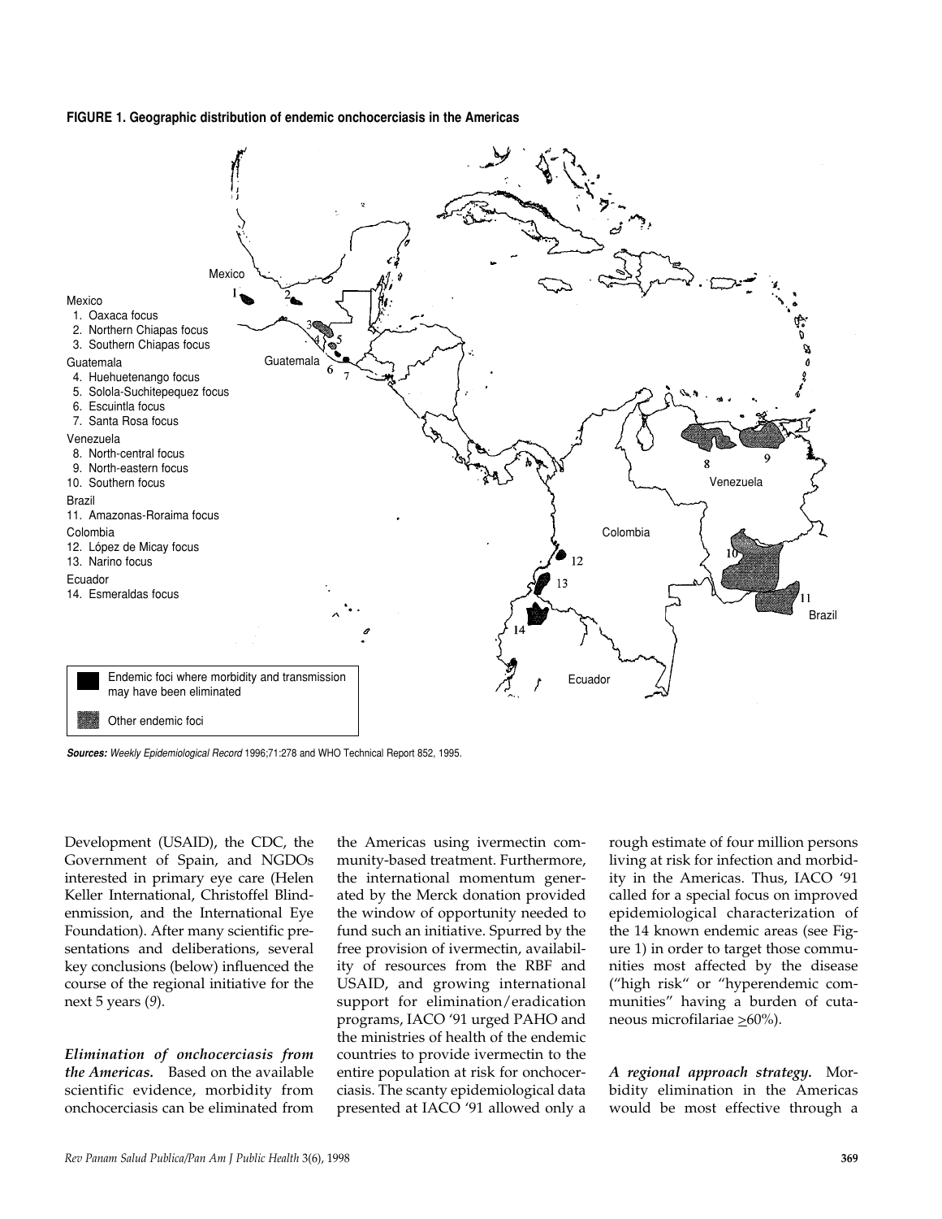**FIGURE 1. Geographic distribution of endemic onchocerciasis in the Americas**

Mexico
1. Oaxaca focus
2. Northern Chiapas focus
3. Southern Chiapas focus

Guatemala
4. Huehuetenango focus
5. Solola-Suchitepequez focus
6. Escuintla focus
7. Santa Rosa focus

Venezuela
8. North-central focus
9. North-eastern focus
10. Southern focus

Brazil
11. Amazonas-Roraima focus

Colombia
12. López de Micay focus
13. Narino focus

Ecuador
14. Esmeraldas focus

Endemic foci where morbidity and transmission may have been eliminated

Other endemic foci

***Sources:*** *Weekly Epidemiological Record* 1996;71:278 and WHO Technical Report 852, 1995.

Development (USAID), the CDC, the Government of Spain, and NGDOs interested in primary eye care (Helen Keller International, Christoffel Blindenmission, and the International Eye Foundation). After many scientific presentations and deliberations, several key conclusions (below) influenced the course of the regional initiative for the next 5 years (*9*).

***Elimination of onchocerciasis from the Americas.*** Based on the available scientific evidence, morbidity from onchocerciasis can be eliminated from the Americas using ivermectin community-based treatment. Furthermore, the international momentum generated by the Merck donation provided the window of opportunity needed to fund such an initiative. Spurred by the free provision of ivermectin, availability of resources from the RBF and USAID, and growing international support for elimination/eradication programs, IACO '91 urged PAHO and the ministries of health of the endemic countries to provide ivermectin to the entire population at risk for onchocerciasis. The scanty epidemiological data presented at IACO '91 allowed only a rough estimate of four million persons living at risk for infection and morbidity in the Americas. Thus, IACO '91 called for a special focus on improved epidemiological characterization of the 14 known endemic areas (see Figure 1) in order to target those communities most affected by the disease ("high risk" or "hyperendemic communities" having a burden of cutaneous microfilariae $\geq$60%).

***A regional approach strategy.*** Morbidity elimination in the Americas would be most effective through a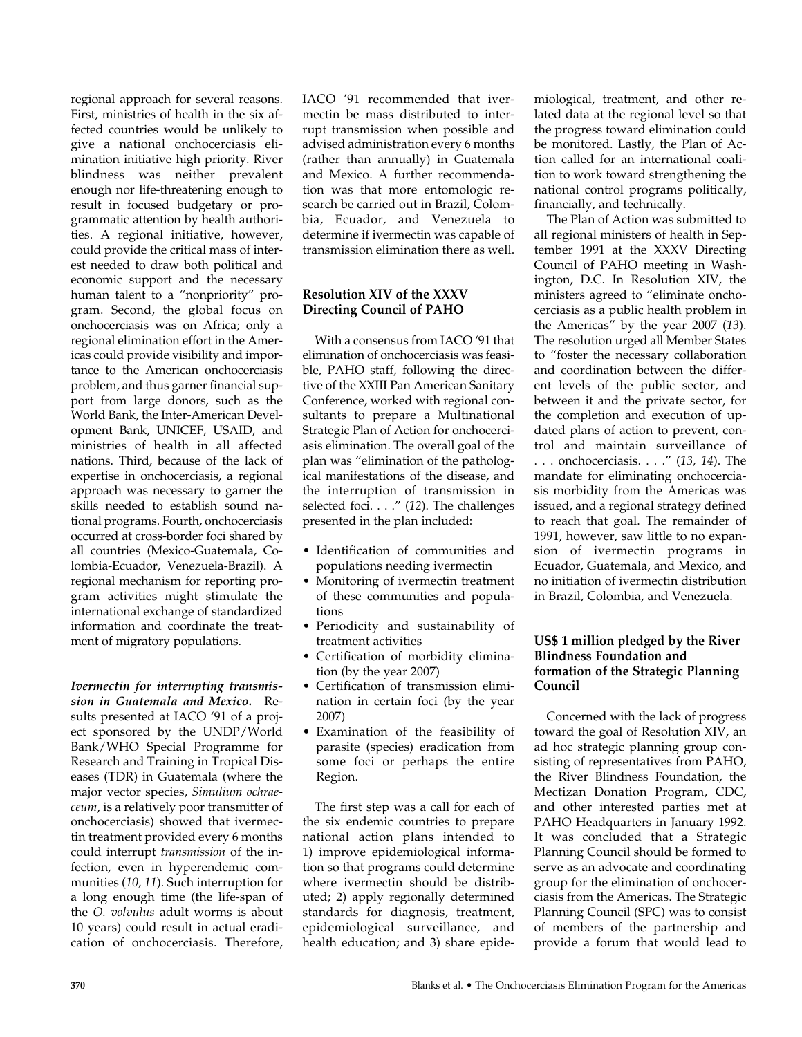regional approach for several reasons. First, ministries of health in the six affected countries would be unlikely to give a national onchocerciasis elimination initiative high priority. River blindness was neither prevalent enough nor life-threatening enough to result in focused budgetary or programmatic attention by health authorities. A regional initiative, however, could provide the critical mass of interest needed to draw both political and economic support and the necessary human talent to a "nonpriority" program. Second, the global focus on onchocerciasis was on Africa; only a regional elimination effort in the Americas could provide visibility and importance to the American onchocerciasis problem, and thus garner financial support from large donors, such as the World Bank, the Inter-American Development Bank, UNICEF, USAID, and ministries of health in all affected nations. Third, because of the lack of expertise in onchocerciasis, a regional approach was necessary to garner the skills needed to establish sound national programs. Fourth, onchocerciasis occurred at cross-border foci shared by all countries (Mexico-Guatemala, Colombia-Ecuador, Venezuela-Brazil). A regional mechanism for reporting program activities might stimulate the international exchange of standardized information and coordinate the treatment of migratory populations.

***Ivermectin for interrupting transmission in Guatemala and Mexico.*** Results presented at IACO '91 of a project sponsored by the UNDP/World Bank/WHO Special Programme for Research and Training in Tropical Diseases (TDR) in Guatemala (where the major vector species, *Simulium ochraceum*, is a relatively poor transmitter of onchocerciasis) showed that ivermectin treatment provided every 6 months could interrupt *transmission* of the infection, even in hyperendemic communities (*10, 11*). Such interruption for a long enough time (the life-span of the *O. volvulus* adult worms is about 10 years) could result in actual eradication of onchocerciasis. Therefore, IACO '91 recommended that ivermectin be mass distributed to interrupt transmission when possible and advised administration every 6 months (rather than annually) in Guatemala and Mexico. A further recommendation was that more entomologic research be carried out in Brazil, Colombia, Ecuador, and Venezuela to determine if ivermectin was capable of transmission elimination there as well.

## Resolution XIV of the XXXV Directing Council of PAHO

With a consensus from IACO '91 that elimination of onchocerciasis was feasible, PAHO staff, following the directive of the XXIII Pan American Sanitary Conference, worked with regional consultants to prepare a Multinational Strategic Plan of Action for onchocerciasis elimination. The overall goal of the plan was "elimination of the pathological manifestations of the disease, and the interruption of transmission in selected foci. . . ." (*12*). The challenges presented in the plan included:

- Identification of communities and populations needing ivermectin
- Monitoring of ivermectin treatment of these communities and populations
- Periodicity and sustainability of treatment activities
- Certification of morbidity elimination (by the year 2007)
- Certification of transmission elimination in certain foci (by the year 2007)
- Examination of the feasibility of parasite (species) eradication from some foci or perhaps the entire Region.

The first step was a call for each of the six endemic countries to prepare national action plans intended to 1) improve epidemiological information so that programs could determine where ivermectin should be distributed; 2) apply regionally determined standards for diagnosis, treatment, epidemiological surveillance, and health education; and 3) share epidemiological, treatment, and other related data at the regional level so that the progress toward elimination could be monitored. Lastly, the Plan of Action called for an international coalition to work toward strengthening the national control programs politically, financially, and technically.

The Plan of Action was submitted to all regional ministers of health in September 1991 at the XXXV Directing Council of PAHO meeting in Washington, D.C. In Resolution XIV, the ministers agreed to "eliminate onchocerciasis as a public health problem in the Americas" by the year 2007 (*13*). The resolution urged all Member States to "foster the necessary collaboration and coordination between the different levels of the public sector, and between it and the private sector, for the completion and execution of updated plans of action to prevent, control and maintain surveillance of . . . onchocerciasis. . . ." (*13, 14*). The mandate for eliminating onchocerciasis morbidity from the Americas was issued, and a regional strategy defined to reach that goal. The remainder of 1991, however, saw little to no expansion of ivermectin programs in Ecuador, Guatemala, and Mexico, and no initiation of ivermectin distribution in Brazil, Colombia, and Venezuela.

## US$ 1 million pledged by the River Blindness Foundation and formation of the Strategic Planning Council

Concerned with the lack of progress toward the goal of Resolution XIV, an ad hoc strategic planning group consisting of representatives from PAHO, the River Blindness Foundation, the Mectizan Donation Program, CDC, and other interested parties met at PAHO Headquarters in January 1992. It was concluded that a Strategic Planning Council should be formed to serve as an advocate and coordinating group for the elimination of onchocerciasis from the Americas. The Strategic Planning Council (SPC) was to consist of members of the partnership and provide a forum that would lead to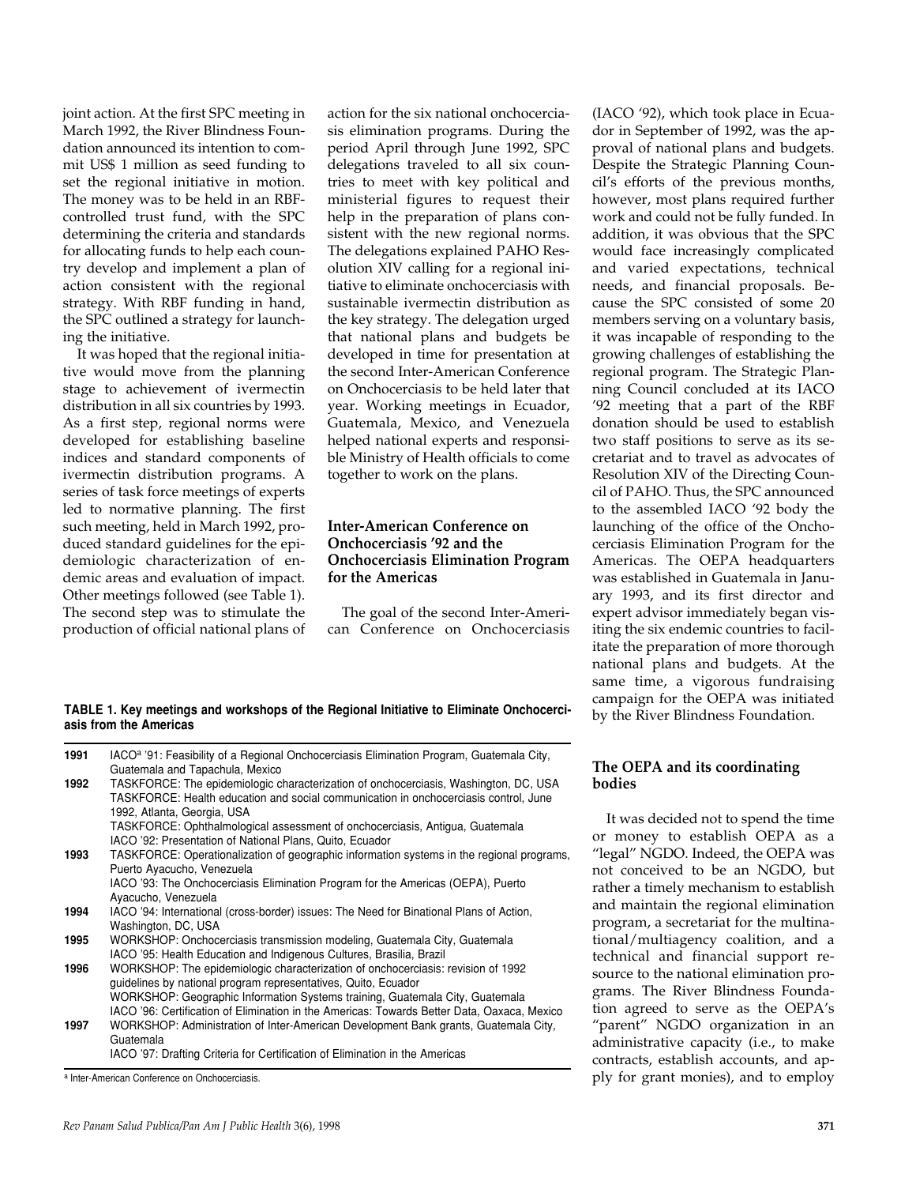joint action. At the first SPC meeting in March 1992, the River Blindness Foundation announced its intention to commit US$ 1 million as seed funding to set the regional initiative in motion. The money was to be held in an RBF-controlled trust fund, with the SPC determining the criteria and standards for allocating funds to help each country develop and implement a plan of action consistent with the regional strategy. With RBF funding in hand, the SPC outlined a strategy for launching the initiative.

It was hoped that the regional initiative would move from the planning stage to achievement of ivermectin distribution in all six countries by 1993. As a first step, regional norms were developed for establishing baseline indices and standard components of ivermectin distribution programs. A series of task force meetings of experts led to normative planning. The first such meeting, held in March 1992, produced standard guidelines for the epidemiologic characterization of endemic areas and evaluation of impact. Other meetings followed (see Table 1). The second step was to stimulate the production of official national plans of action for the six national onchocerciasis elimination programs. During the period April through June 1992, SPC delegations traveled to all six countries to meet with key political and ministerial figures to request their help in the preparation of plans consistent with the new regional norms. The delegations explained PAHO Resolution XIV calling for a regional initiative to eliminate onchocerciasis with sustainable ivermectin distribution as the key strategy. The delegation urged that national plans and budgets be developed in time for presentation at the second Inter-American Conference on Onchocerciasis to be held later that year. Working meetings in Ecuador, Guatemala, Mexico, and Venezuela helped national experts and responsible Ministry of Health officials to come together to work on the plans.

## Inter-American Conference on Onchocerciasis '92 and the Onchocerciasis Elimination Program for the Americas

The goal of the second Inter-American Conference on Onchocerciasis (IACO '92), which took place in Ecuador in September of 1992, was the approval of national plans and budgets. Despite the Strategic Planning Council's efforts of the previous months, however, most plans required further work and could not be fully funded. In addition, it was obvious that the SPC would face increasingly complicated and varied expectations, technical needs, and financial proposals. Because the SPC consisted of some 20 members serving on a voluntary basis, it was incapable of responding to the growing challenges of establishing the regional program. The Strategic Planning Council concluded at its IACO '92 meeting that a part of the RBF donation should be used to establish two staff positions to serve as its secretariat and to travel as advocates of Resolution XIV of the Directing Council of PAHO. Thus, the SPC announced to the assembled IACO '92 body the launching of the office of the Onchocerciasis Elimination Program for the Americas. The OEPA headquarters was established in Guatemala in January 1993, and its first director and expert advisor immediately began visiting the six endemic countries to facilitate the preparation of more thorough national plans and budgets. At the same time, a vigorous fundraising campaign for the OEPA was initiated by the River Blindness Foundation.

**TABLE 1. Key meetings and workshops of the Regional Initiative to Eliminate Onchocerciasis from the Americas**

| Year | Meeting |
|---|---|
| **1991** | IACO[a] '91: Feasibility of a Regional Onchocerciasis Elimination Program, Guatemala City, Guatemala and Tapachula, Mexico |
| **1992** | TASKFORCE: The epidemiologic characterization of onchocerciasis, Washington, DC, USA |
| | TASKFORCE: Health education and social communication in onchocerciasis control, June 1992, Atlanta, Georgia, USA |
| | TASKFORCE: Ophthalmological assessment of onchocerciasis, Antigua, Guatemala |
| | IACO '92: Presentation of National Plans, Quito, Ecuador |
| **1993** | TASKFORCE: Operationalization of geographic information systems in the regional programs, Puerto Ayacucho, Venezuela |
| | IACO '93: The Onchocerciasis Elimination Program for the Americas (OEPA), Puerto Ayacucho, Venezuela |
| **1994** | IACO '94: International (cross-border) issues: The Need for Binational Plans of Action, Washington, DC, USA |
| **1995** | WORKSHOP: Onchocerciasis transmission modeling, Guatemala City, Guatemala |
| | IACO '95: Health Education and Indigenous Cultures, Brasilia, Brazil |
| **1996** | WORKSHOP: The epidemiologic characterization of onchocerciasis: revision of 1992 guidelines by national program representatives, Quito, Ecuador |
| | WORKSHOP: Geographic Information Systems training, Guatemala City, Guatemala |
| | IACO '96: Certification of Elimination in the Americas: Towards Better Data, Oaxaca, Mexico |
| **1997** | WORKSHOP: Administration of Inter-American Development Bank grants, Guatemala City, Guatemala |
| | IACO '97: Drafting Criteria for Certification of Elimination in the Americas |

[a] Inter-American Conference on Onchocerciasis.

## The OEPA and its coordinating bodies

It was decided not to spend the time or money to establish OEPA as a "legal" NGDO. Indeed, the OEPA was not conceived to be an NGDO, but rather a timely mechanism to establish and maintain the regional elimination program, a secretariat for the multinational/multiagency coalition, and a technical and financial support resource to the national elimination programs. The River Blindness Foundation agreed to serve as the OEPA's "parent" NGDO organization in an administrative capacity (i.e., to make contracts, establish accounts, and apply for grant monies), and to employ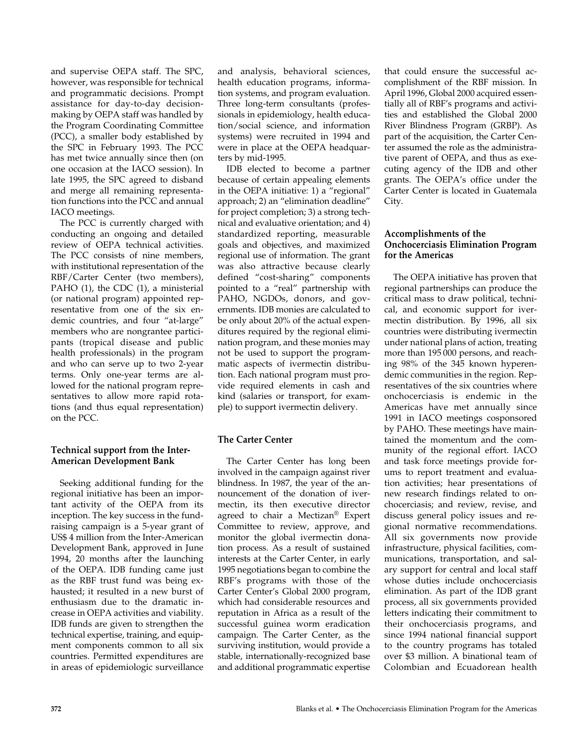and supervise OEPA staff. The SPC, however, was responsible for technical and programmatic decisions. Prompt assistance for day-to-day decision-making by OEPA staff was handled by the Program Coordinating Committee (PCC), a smaller body established by the SPC in February 1993. The PCC has met twice annually since then (on one occasion at the IACO session). In late 1995, the SPC agreed to disband and merge all remaining representation functions into the PCC and annual IACO meetings.

The PCC is currently charged with conducting an ongoing and detailed review of OEPA technical activities. The PCC consists of nine members, with institutional representation of the RBF/Carter Center (two members), PAHO (1), the CDC (1), a ministerial (or national program) appointed representative from one of the six endemic countries, and four "at-large" members who are nongrantee participants (tropical disease and public health professionals) in the program and who can serve up to two 2-year terms. Only one-year terms are allowed for the national program representatives to allow more rapid rotations (and thus equal representation) on the PCC.

### Technical support from the Inter-American Development Bank

Seeking additional funding for the regional initiative has been an important activity of the OEPA from its inception. The key success in the fund-raising campaign is a 5-year grant of US$ 4 million from the Inter-American Development Bank, approved in June 1994, 20 months after the launching of the OEPA. IDB funding came just as the RBF trust fund was being exhausted; it resulted in a new burst of enthusiasm due to the dramatic increase in OEPA activities and viability. IDB funds are given to strengthen the technical expertise, training, and equipment components common to all six countries. Permitted expenditures are in areas of epidemiologic surveillance and analysis, behavioral sciences, health education programs, information systems, and program evaluation. Three long-term consultants (professionals in epidemiology, health education/social science, and information systems) were recruited in 1994 and were in place at the OEPA headquarters by mid-1995.

IDB elected to become a partner because of certain appealing elements in the OEPA initiative: 1) a "regional" approach; 2) an "elimination deadline" for project completion; 3) a strong technical and evaluative orientation; and 4) standardized reporting, measurable goals and objectives, and maximized regional use of information. The grant was also attractive because clearly defined "cost-sharing" components pointed to a "real" partnership with PAHO, NGDOs, donors, and governments. IDB monies are calculated to be only about 20% of the actual expenditures required by the regional elimination program, and these monies may not be used to support the programmatic aspects of ivermectin distribution. Each national program must provide required elements in cash and kind (salaries or transport, for example) to support ivermectin delivery.

### The Carter Center

The Carter Center has long been involved in the campaign against river blindness. In 1987, the year of the announcement of the donation of ivermectin, its then executive director agreed to chair a Mectizan® Expert Committee to review, approve, and monitor the global ivermectin donation process. As a result of sustained interests at the Carter Center, in early 1995 negotiations began to combine the RBF's programs with those of the Carter Center's Global 2000 program, which had considerable resources and reputation in Africa as a result of the successful guinea worm eradication campaign. The Carter Center, as the surviving institution, would provide a stable, internationally-recognized base and additional programmatic expertise that could ensure the successful accomplishment of the RBF mission. In April 1996, Global 2000 acquired essentially all of RBF's programs and activities and established the Global 2000 River Blindness Program (GRBP). As part of the acquisition, the Carter Center assumed the role as the administrative parent of OEPA, and thus as executing agency of the IDB and other grants. The OEPA's office under the Carter Center is located in Guatemala City.

## Accomplishments of the Onchocerciasis Elimination Program for the Americas

The OEPA initiative has proven that regional partnerships can produce the critical mass to draw political, technical, and economic support for ivermectin distribution. By 1996, all six countries were distributing ivermectin under national plans of action, treating more than 195 000 persons, and reaching 98% of the 345 known hyperendemic communities in the region. Representatives of the six countries where onchocerciasis is endemic in the Americas have met annually since 1991 in IACO meetings cosponsored by PAHO. These meetings have maintained the momentum and the community of the regional effort. IACO and task force meetings provide forums to report treatment and evaluation activities; hear presentations of new research findings related to onchocerciasis; and review, revise, and discuss general policy issues and regional normative recommendations. All six governments now provide infrastructure, physical facilities, communications, transportation, and salary support for central and local staff whose duties include onchocerciasis elimination. As part of the IDB grant process, all six governments provided letters indicating their commitment to their onchocerciasis programs, and since 1994 national financial support to the country programs has totaled over $3 million. A binational team of Colombian and Ecuadorean health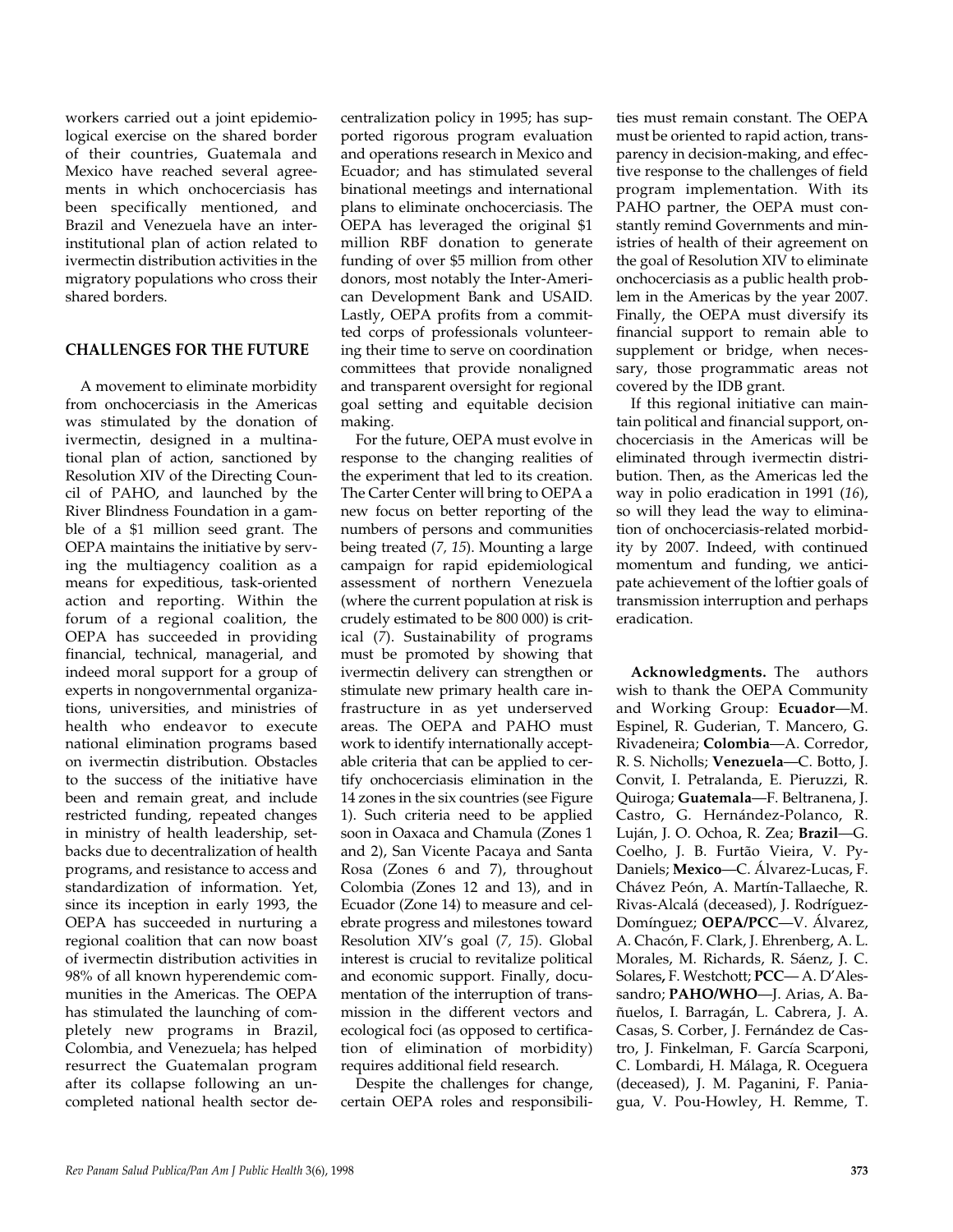workers carried out a joint epidemiological exercise on the shared border of their countries, Guatemala and Mexico have reached several agreements in which onchocerciasis has been specifically mentioned, and Brazil and Venezuela have an interinstitutional plan of action related to ivermectin distribution activities in the migratory populations who cross their shared borders.

## CHALLENGES FOR THE FUTURE

A movement to eliminate morbidity from onchocerciasis in the Americas was stimulated by the donation of ivermectin, designed in a multinational plan of action, sanctioned by Resolution XIV of the Directing Council of PAHO, and launched by the River Blindness Foundation in a gamble of a $1 million seed grant. The OEPA maintains the initiative by serving the multiagency coalition as a means for expeditious, task-oriented action and reporting. Within the forum of a regional coalition, the OEPA has succeeded in providing financial, technical, managerial, and indeed moral support for a group of experts in nongovernmental organizations, universities, and ministries of health who endeavor to execute national elimination programs based on ivermectin distribution. Obstacles to the success of the initiative have been and remain great, and include restricted funding, repeated changes in ministry of health leadership, setbacks due to decentralization of health programs, and resistance to access and standardization of information. Yet, since its inception in early 1993, the OEPA has succeeded in nurturing a regional coalition that can now boast of ivermectin distribution activities in 98% of all known hyperendemic communities in the Americas. The OEPA has stimulated the launching of completely new programs in Brazil, Colombia, and Venezuela; has helped resurrect the Guatemalan program after its collapse following an uncompleted national health sector decentralization policy in 1995; has supported rigorous program evaluation and operations research in Mexico and Ecuador; and has stimulated several binational meetings and international plans to eliminate onchocerciasis. The OEPA has leveraged the original $1 million RBF donation to generate funding of over $5 million from other donors, most notably the Inter-American Development Bank and USAID. Lastly, OEPA profits from a committed corps of professionals volunteering their time to serve on coordination committees that provide nonaligned and transparent oversight for regional goal setting and equitable decision making.

For the future, OEPA must evolve in response to the changing realities of the experiment that led to its creation. The Carter Center will bring to OEPA a new focus on better reporting of the numbers of persons and communities being treated (*7, 15*). Mounting a large campaign for rapid epidemiological assessment of northern Venezuela (where the current population at risk is crudely estimated to be 800 000) is critical (*7*). Sustainability of programs must be promoted by showing that ivermectin delivery can strengthen or stimulate new primary health care infrastructure in as yet underserved areas. The OEPA and PAHO must work to identify internationally acceptable criteria that can be applied to certify onchocerciasis elimination in the 14 zones in the six countries (see Figure 1). Such criteria need to be applied soon in Oaxaca and Chamula (Zones 1 and 2), San Vicente Pacaya and Santa Rosa (Zones 6 and 7), throughout Colombia (Zones 12 and 13), and in Ecuador (Zone 14) to measure and celebrate progress and milestones toward Resolution XIV's goal (*7, 15*). Global interest is crucial to revitalize political and economic support. Finally, documentation of the interruption of transmission in the different vectors and ecological foci (as opposed to certification of elimination of morbidity) requires additional field research.

Despite the challenges for change, certain OEPA roles and responsibilities must remain constant. The OEPA must be oriented to rapid action, transparency in decision-making, and effective response to the challenges of field program implementation. With its PAHO partner, the OEPA must constantly remind Governments and ministries of health of their agreement on the goal of Resolution XIV to eliminate onchocerciasis as a public health problem in the Americas by the year 2007. Finally, the OEPA must diversify its financial support to remain able to supplement or bridge, when necessary, those programmatic areas not covered by the IDB grant.

If this regional initiative can maintain political and financial support, onchocerciasis in the Americas will be eliminated through ivermectin distribution. Then, as the Americas led the way in polio eradication in 1991 (*16*), so will they lead the way in elimination of onchocerciasis-related morbidity by 2007. Indeed, with continued momentum and funding, we anticipate achievement of the loftier goals of transmission interruption and perhaps eradication.

**Acknowledgments.** The authors wish to thank the OEPA Community and Working Group: **Ecuador**—M. Espinel, R. Guderian, T. Mancero, G. Rivadeneira; **Colombia**—A. Corredor, R. S. Nicholls; **Venezuela**—C. Botto, J. Convit, I. Petralanda, E. Pieruzzi, R. Quiroga; **Guatemala**—F. Beltranena, J. Castro, G. Hernández-Polanco, R. Luján, J. O. Ochoa, R. Zea; **Brazil**—G. Coelho, J. B. Furtão Vieira, V. Py-Daniels; **Mexico**—C. Álvarez-Lucas, F. Chávez Peón, A. Martín-Tallaeche, R. Rivas-Alcalá (deceased), J. Rodríguez-Domínguez; **OEPA/PCC**—V. Álvarez, A. Chacón, F. Clark, J. Ehrenberg, A. L. Morales, M. Richards, R. Sáenz, J. C. Solares, F. Westchott; **PCC**— A. D'Alessandro; **PAHO/WHO**—J. Arias, A. Bañuelos, I. Barragán, L. Cabrera, J. A. Casas, S. Corber, J. Fernández de Castro, J. Finkelman, F. García Scarponi, C. Lombardi, H. Málaga, R. Oceguera (deceased), J. M. Paganini, F. Paniagua, V. Pou-Howley, H. Remme, T.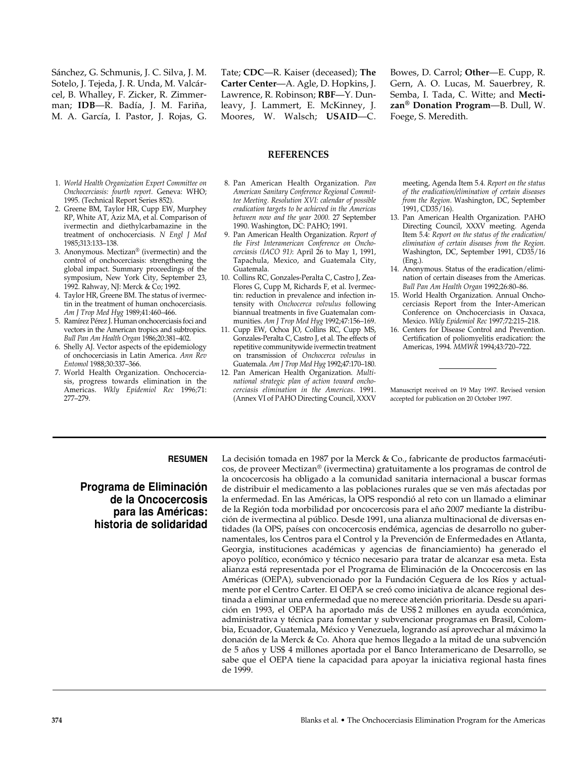Sánchez, G. Schmunis, J. C. Silva, J. M. Sotelo, J. Tejeda, J. R. Unda, M. Valcárcel, B. Whalley, F. Zicker, R. Zimmerman; **IDB**—R. Badía, J. M. Fariña, M. A. García, I. Pastor, J. Rojas, G. Tate; **CDC**—R. Kaiser (deceased); **The Carter Center**—A. Agle, D. Hopkins, J. Lawrence, R. Robinson; **RBF**—Y. Dunleavy, J. Lammert, E. McKinney, J. Moores, W. Walsch; **USAID**—C. Bowes, D. Carrol; **Other**—E. Cupp, R. Gern, A. O. Lucas, M. Sauerbrey, R. Semba, I. Tada, C. Witte; and **Mectizan® Donation Program**—B. Dull, W. Foege, S. Meredith.

## REFERENCES

1. *World Health Organization Expert Committee on Onchocerciasis: fourth report.* Geneva: WHO; 1995. (Technical Report Series 852).
2. Greene BM, Taylor HR, Cupp EW, Murphey RP, White AT, Aziz MA, et al. Comparison of ivermectin and diethylcarbamazine in the treatment of onchocerciasis. *N Engl J Med* 1985;313:133–138.
3. Anonymous. Mectizan® (ivermectin) and the control of onchocerciasis: strengthening the global impact. Summary proceedings of the symposium, New York City, September 23, 1992. Rahway, NJ: Merck & Co; 1992.
4. Taylor HR, Greene BM. The status of ivermectin in the treatment of human onchocerciasis. *Am J Trop Med Hyg* 1989;41:460–466.
5. Ramírez Pérez J. Human onchocerciasis foci and vectors in the American tropics and subtropics. *Bull Pan Am Health Organ* 1986;20:381–402.
6. Shelly AJ. Vector aspects of the epidemiology of onchocerciasis in Latin America. *Ann Rev Entomol* 1988;30:337–366.
7. World Health Organization. Onchocerciasis, progress towards elimination in the Americas. *Wkly Epidemiol Rec* 1996;71: 277–279.
8. Pan American Health Organization. *Pan American Sanitary Conference Regional Committee Meeting. Resolution XVI: calendar of possible eradication targets to be achieved in the Americas between now and the year 2000.* 27 September 1990. Washington, DC: PAHO; 1991.
9. Pan American Health Organization. *Report of the First Interamerican Conference on Onchocerciasis (IACO 91)*: April 26 to May 1, 1991, Tapachula, Mexico, and Guatemala City, Guatemala.
10. Collins RC, Gonzales-Peralta C, Castro J, Zea-Flores G, Cupp M, Richards F, et al. Ivermectin: reduction in prevalence and infection intensity with *Onchocerca volvulus* following biannual treatments in five Guatemalan communities. *Am J Trop Med Hyg* 1992;47:156–169.
11. Cupp EW, Ochoa JO, Collins RC, Cupp MS, Gonzales-Peralta C, Castro J, et al. The effects of repetitive communitywide ivermectin treatment on transmission of *Onchocerca volvulus* in Guatemala. *Am J Trop Med Hyg* 1992;47:170–180.
12. Pan American Health Organization. *Multinational strategic plan of action toward onchocerciasis elimination in the Americas*. 1991. (Annex VI of PAHO Directing Council, XXXV meeting, Agenda Item 5.4. *Report on the status of the eradication/elimination of certain diseases from the Region*. Washington, DC, September 1991, CD35/16).
13. Pan American Health Organization. PAHO Directing Council, XXXV meeting. Agenda Item 5.4: *Report on the status of the eradication/elimination of certain diseases from the Region.* Washington, DC, September 1991, CD35/16 (Eng.).
14. Anonymous. Status of the eradication/elimination of certain diseases from the Americas. *Bull Pan Am Health Organ* 1992;26:80–86.
15. World Health Organization. Annual Onchocerciasis Report from the Inter-American Conference on Onchocerciasis in Oaxaca, Mexico. *Wkly Epidemiol Rec* 1997;72:215–218.
16. Centers for Disease Control and Prevention. Certification of poliomyelitis eradication: the Americas, 1994. *MMWR* 1994;43:720–722.

Manuscript received on 19 May 1997. Revised version accepted for publication on 20 October 1997.

---

**RESUMEN**

## Programa de Eliminación de la Oncocercosis para las Américas: historia de solidaridad

La decisión tomada en 1987 por la Merck & Co., fabricante de productos farmacéuticos, de proveer Mectizan® (ivermectina) gratuitamente a los programas de control de la oncocercosis ha obligado a la comunidad sanitaria internacional a buscar formas de distribuir el medicamento a las poblaciones rurales que se ven más afectadas por la enfermedad. En las Américas, la OPS respondió al reto con un llamado a eliminar de la Región toda morbilidad por oncocercosis para el año 2007 mediante la distribución de ivermectina al público. Desde 1991, una alianza multinacional de diversas entidades (la OPS, países con oncocercosis endémica, agencias de desarrollo no gubernamentales, los Centros para el Control y la Prevención de Enfermedades en Atlanta, Georgia, instituciones académicas y agencias de financiamiento) ha generado el apoyo político, económico y técnico necesario para tratar de alcanzar esa meta. Esta alianza está representada por el Programa de Eliminación de la Oncocercosis en las Américas (OEPA), subvencionado por la Fundación Ceguera de los Ríos y actualmente por el Centro Carter. El OEPA se creó como iniciativa de alcance regional destinada a eliminar una enfermedad que no merece atención prioritaria. Desde su aparición en 1993, el OEPA ha aportado más de US$ 2 millones en ayuda económica, administrativa y técnica para fomentar y subvencionar programas en Brasil, Colombia, Ecuador, Guatemala, México y Venezuela, logrando así aprovechar al máximo la donación de la Merck & Co. Ahora que hemos llegado a la mitad de una subvención de 5 años y US$ 4 millones aportada por el Banco Interamericano de Desarrollo, se sabe que el OEPA tiene la capacidad para apoyar la iniciativa regional hasta fines de 1999.